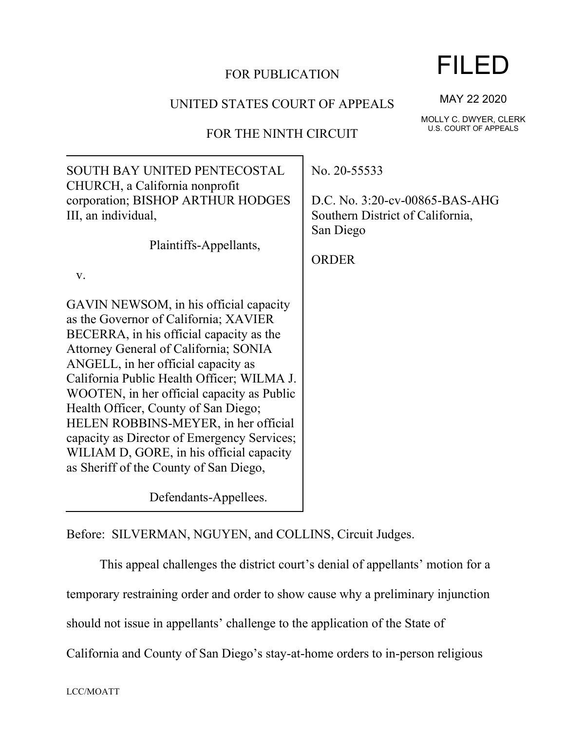FOR PUBLICATION

UNITED STATES COURT OF APPEALS

FOR THE NINTH CIRCUIT

FILED

MAY 22 2020

MOLLY C. DWYER, CLERK
U.S. COURT OF APPEALS

| | |
|---|---|
| SOUTH BAY UNITED PENTECOSTAL CHURCH, a California nonprofit corporation; BISHOP ARTHUR HODGES III, an individual,<br><br>Plaintiffs-Appellants,<br><br>v.<br><br>GAVIN NEWSOM, in his official capacity as the Governor of California; XAVIER BECERRA, in his official capacity as the Attorney General of California; SONIA ANGELL, in her official capacity as California Public Health Officer; WILMA J. WOOTEN, in her official capacity as Public Health Officer, County of San Diego; HELEN ROBBINS-MEYER, in her official capacity as Director of Emergency Services; WILIAM D, GORE, in his official capacity as Sheriff of the County of San Diego,<br><br>Defendants-Appellees. | No. 20-55533<br><br>D.C. No. 3:20-cv-00865-BAS-AHG<br>Southern District of California, San Diego<br><br>ORDER |

Before: SILVERMAN, NGUYEN, and COLLINS, Circuit Judges.

This appeal challenges the district court's denial of appellants' motion for a temporary restraining order and order to show cause why a preliminary injunction should not issue in appellants' challenge to the application of the State of California and County of San Diego's stay-at-home orders to in-person religious

LCC/MOATT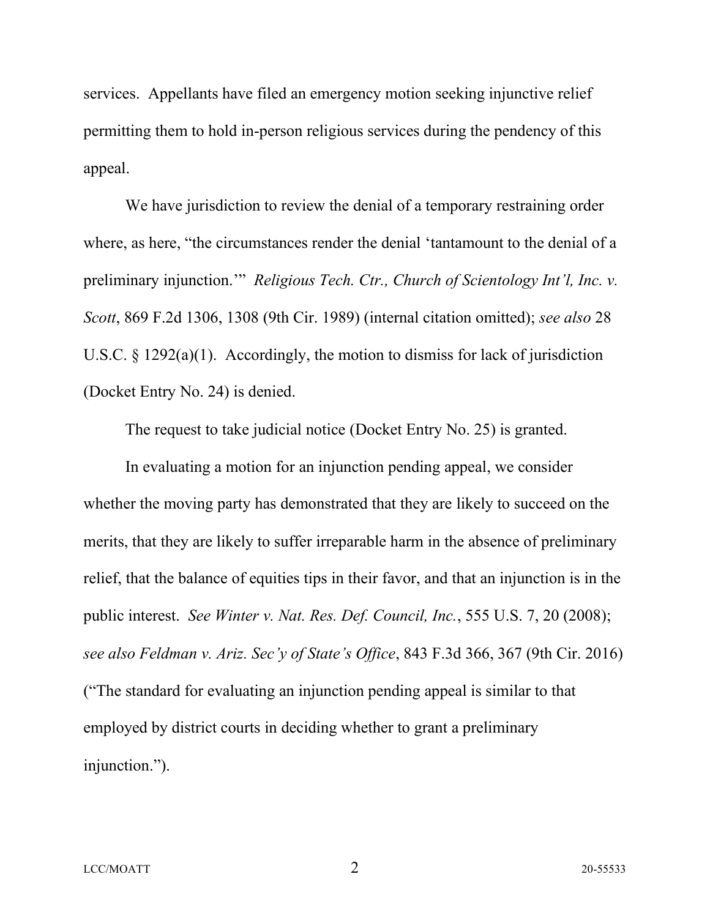services. Appellants have filed an emergency motion seeking injunctive relief permitting them to hold in-person religious services during the pendency of this appeal.

We have jurisdiction to review the denial of a temporary restraining order where, as here, "the circumstances render the denial 'tantamount to the denial of a preliminary injunction.'" *Religious Tech. Ctr., Church of Scientology Int'l, Inc. v. Scott*, 869 F.2d 1306, 1308 (9th Cir. 1989) (internal citation omitted); *see also* 28 U.S.C. § 1292(a)(1). Accordingly, the motion to dismiss for lack of jurisdiction (Docket Entry No. 24) is denied.

The request to take judicial notice (Docket Entry No. 25) is granted.

In evaluating a motion for an injunction pending appeal, we consider whether the moving party has demonstrated that they are likely to succeed on the merits, that they are likely to suffer irreparable harm in the absence of preliminary relief, that the balance of equities tips in their favor, and that an injunction is in the public interest. *See Winter v. Nat. Res. Def. Council, Inc.*, 555 U.S. 7, 20 (2008); *see also Feldman v. Ariz. Sec'y of State's Office*, 843 F.3d 366, 367 (9th Cir. 2016) ("The standard for evaluating an injunction pending appeal is similar to that employed by district courts in deciding whether to grant a preliminary injunction.").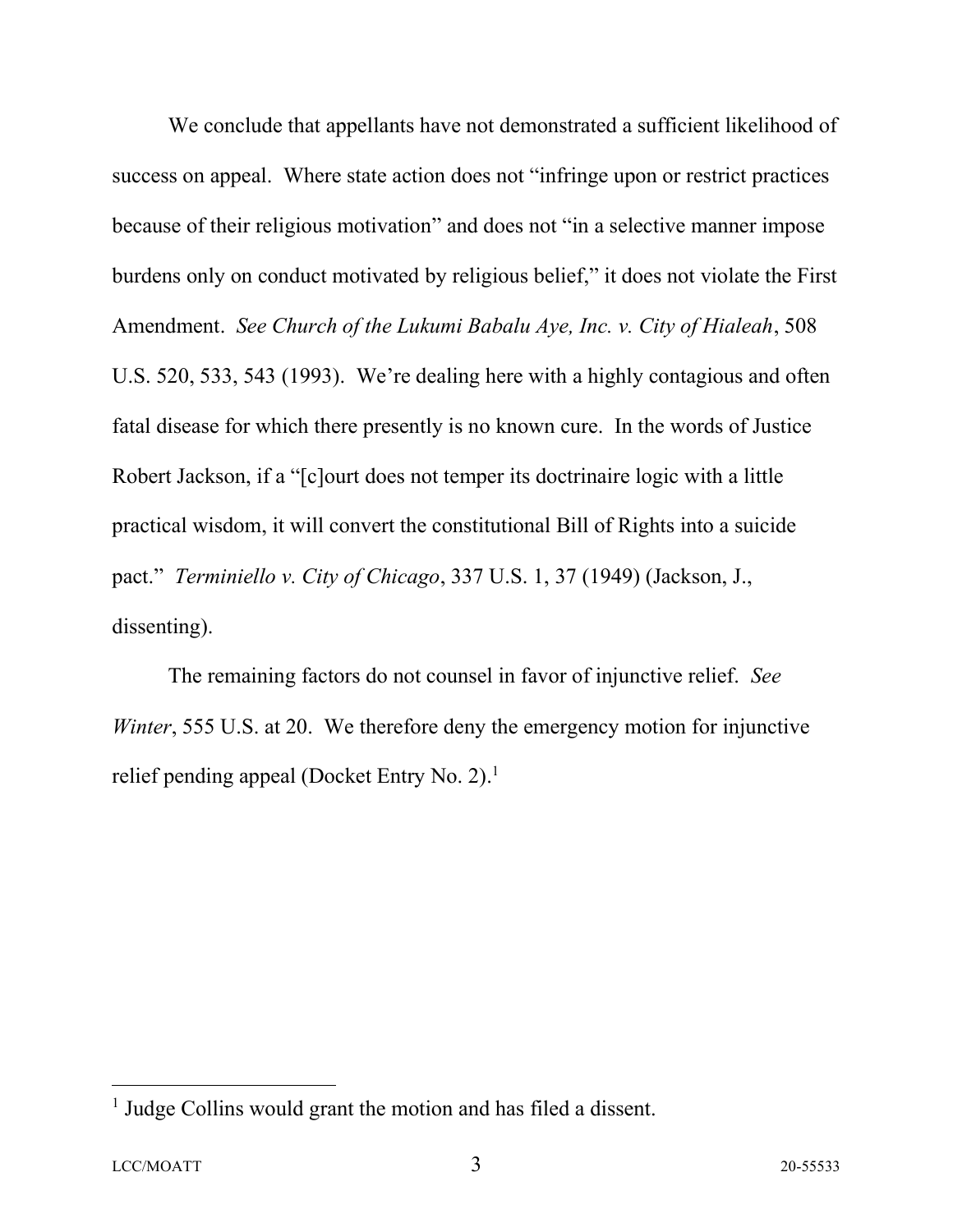We conclude that appellants have not demonstrated a sufficient likelihood of success on appeal. Where state action does not "infringe upon or restrict practices because of their religious motivation" and does not "in a selective manner impose burdens only on conduct motivated by religious belief," it does not violate the First Amendment. *See Church of the Lukumi Babalu Aye, Inc. v. City of Hialeah*, 508 U.S. 520, 533, 543 (1993). We're dealing here with a highly contagious and often fatal disease for which there presently is no known cure. In the words of Justice Robert Jackson, if a "[c]ourt does not temper its doctrinaire logic with a little practical wisdom, it will convert the constitutional Bill of Rights into a suicide pact." *Terminiello v. City of Chicago*, 337 U.S. 1, 37 (1949) (Jackson, J., dissenting).

The remaining factors do not counsel in favor of injunctive relief. *See Winter*, 555 U.S. at 20. We therefore deny the emergency motion for injunctive relief pending appeal (Docket Entry No. 2).[1]

[1] Judge Collins would grant the motion and has filed a dissent.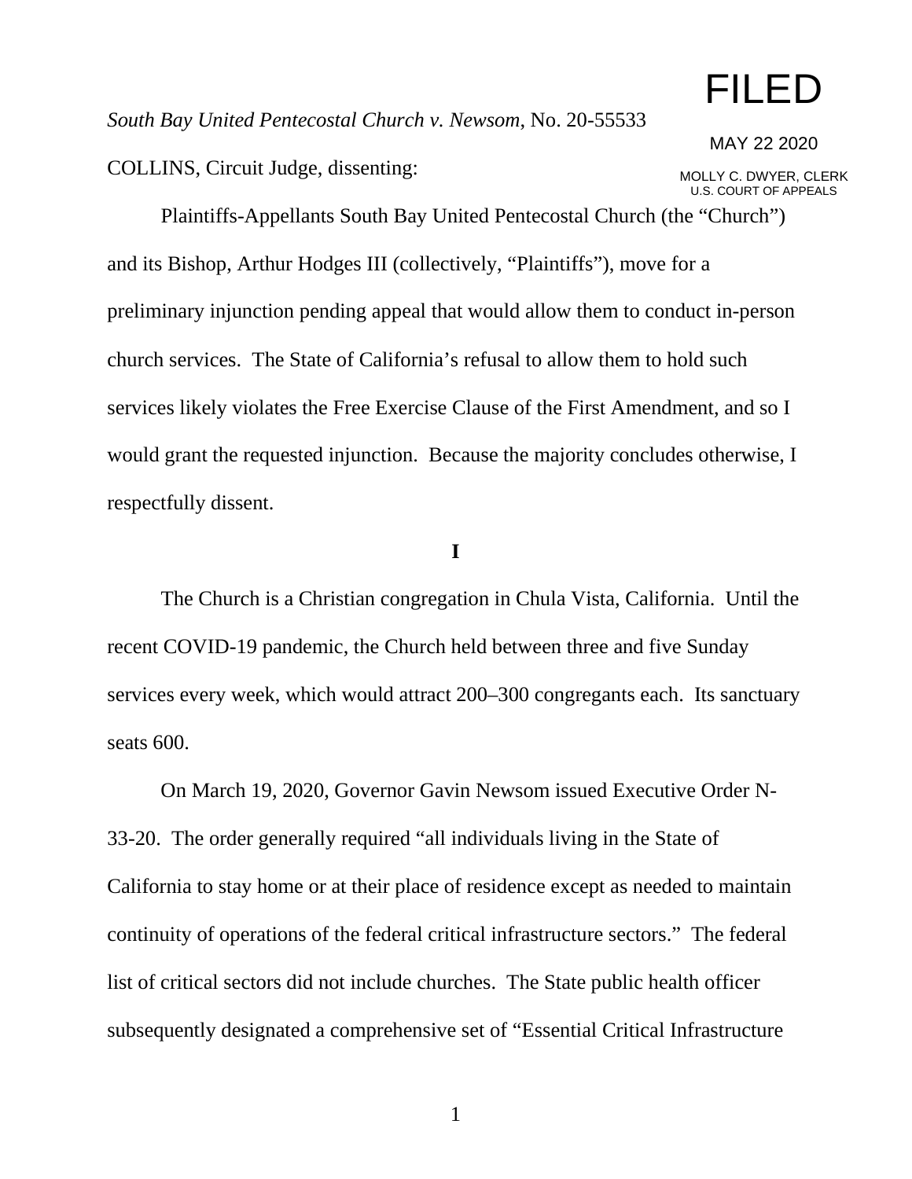FILED

MAY 22 2020

MOLLY C. DWYER, CLERK
U.S. COURT OF APPEALS

*South Bay United Pentecostal Church v. Newsom*, No. 20-55533

COLLINS, Circuit Judge, dissenting:

Plaintiffs-Appellants South Bay United Pentecostal Church (the "Church") and its Bishop, Arthur Hodges III (collectively, "Plaintiffs"), move for a preliminary injunction pending appeal that would allow them to conduct in-person church services. The State of California's refusal to allow them to hold such services likely violates the Free Exercise Clause of the First Amendment, and so I would grant the requested injunction. Because the majority concludes otherwise, I respectfully dissent.

**I**

The Church is a Christian congregation in Chula Vista, California. Until the recent COVID-19 pandemic, the Church held between three and five Sunday services every week, which would attract 200–300 congregants each. Its sanctuary seats 600.

On March 19, 2020, Governor Gavin Newsom issued Executive Order N-33-20. The order generally required "all individuals living in the State of California to stay home or at their place of residence except as needed to maintain continuity of operations of the federal critical infrastructure sectors." The federal list of critical sectors did not include churches. The State public health officer subsequently designated a comprehensive set of "Essential Critical Infrastructure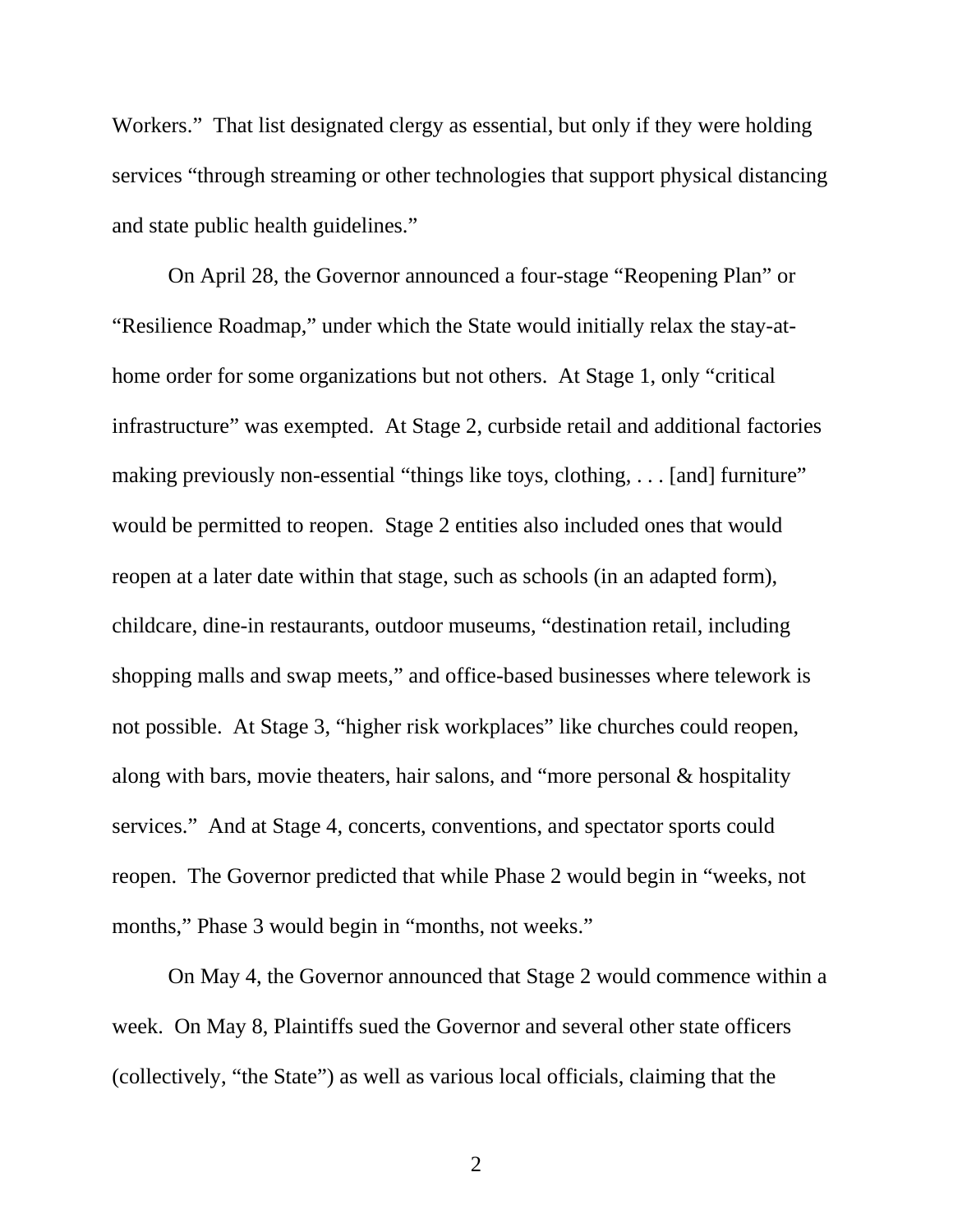Workers." That list designated clergy as essential, but only if they were holding services "through streaming or other technologies that support physical distancing and state public health guidelines."

On April 28, the Governor announced a four-stage "Reopening Plan" or "Resilience Roadmap," under which the State would initially relax the stay-at-home order for some organizations but not others. At Stage 1, only "critical infrastructure" was exempted. At Stage 2, curbside retail and additional factories making previously non-essential "things like toys, clothing, . . . [and] furniture" would be permitted to reopen. Stage 2 entities also included ones that would reopen at a later date within that stage, such as schools (in an adapted form), childcare, dine-in restaurants, outdoor museums, "destination retail, including shopping malls and swap meets," and office-based businesses where telework is not possible. At Stage 3, "higher risk workplaces" like churches could reopen, along with bars, movie theaters, hair salons, and "more personal & hospitality services." And at Stage 4, concerts, conventions, and spectator sports could reopen. The Governor predicted that while Phase 2 would begin in "weeks, not months," Phase 3 would begin in "months, not weeks."

On May 4, the Governor announced that Stage 2 would commence within a week. On May 8, Plaintiffs sued the Governor and several other state officers (collectively, "the State") as well as various local officials, claiming that the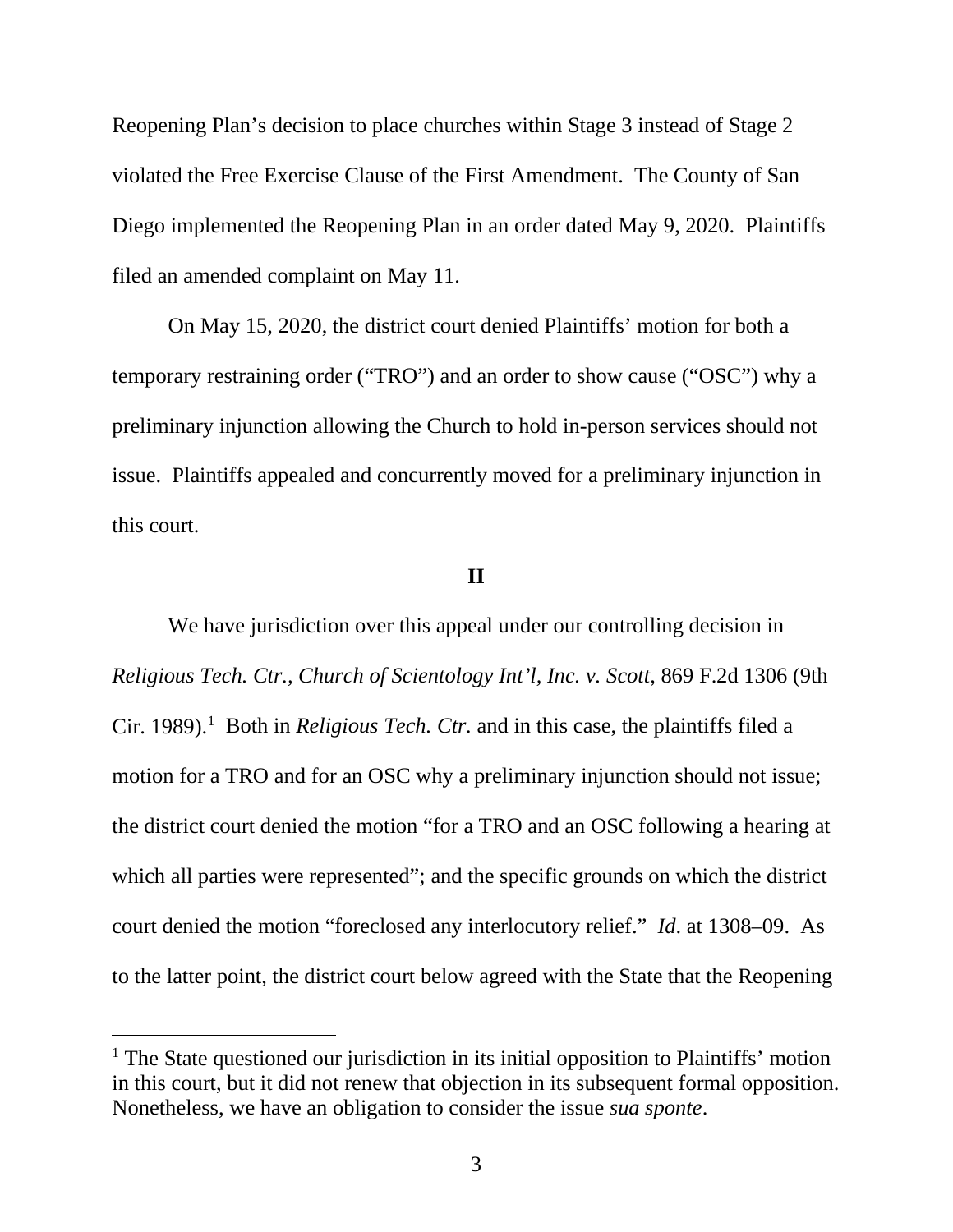Reopening Plan's decision to place churches within Stage 3 instead of Stage 2 violated the Free Exercise Clause of the First Amendment. The County of San Diego implemented the Reopening Plan in an order dated May 9, 2020. Plaintiffs filed an amended complaint on May 11.

On May 15, 2020, the district court denied Plaintiffs' motion for both a temporary restraining order ("TRO") and an order to show cause ("OSC") why a preliminary injunction allowing the Church to hold in-person services should not issue. Plaintiffs appealed and concurrently moved for a preliminary injunction in this court.

## II

We have jurisdiction over this appeal under our controlling decision in *Religious Tech. Ctr., Church of Scientology Int'l, Inc. v. Scott*, 869 F.2d 1306 (9th Cir. 1989).[1] Both in *Religious Tech. Ctr.* and in this case, the plaintiffs filed a motion for a TRO and for an OSC why a preliminary injunction should not issue; the district court denied the motion "for a TRO and an OSC following a hearing at which all parties were represented"; and the specific grounds on which the district court denied the motion "foreclosed any interlocutory relief." *Id*. at 1308–09. As to the latter point, the district court below agreed with the State that the Reopening

[1] The State questioned our jurisdiction in its initial opposition to Plaintiffs' motion in this court, but it did not renew that objection in its subsequent formal opposition. Nonetheless, we have an obligation to consider the issue *sua sponte*.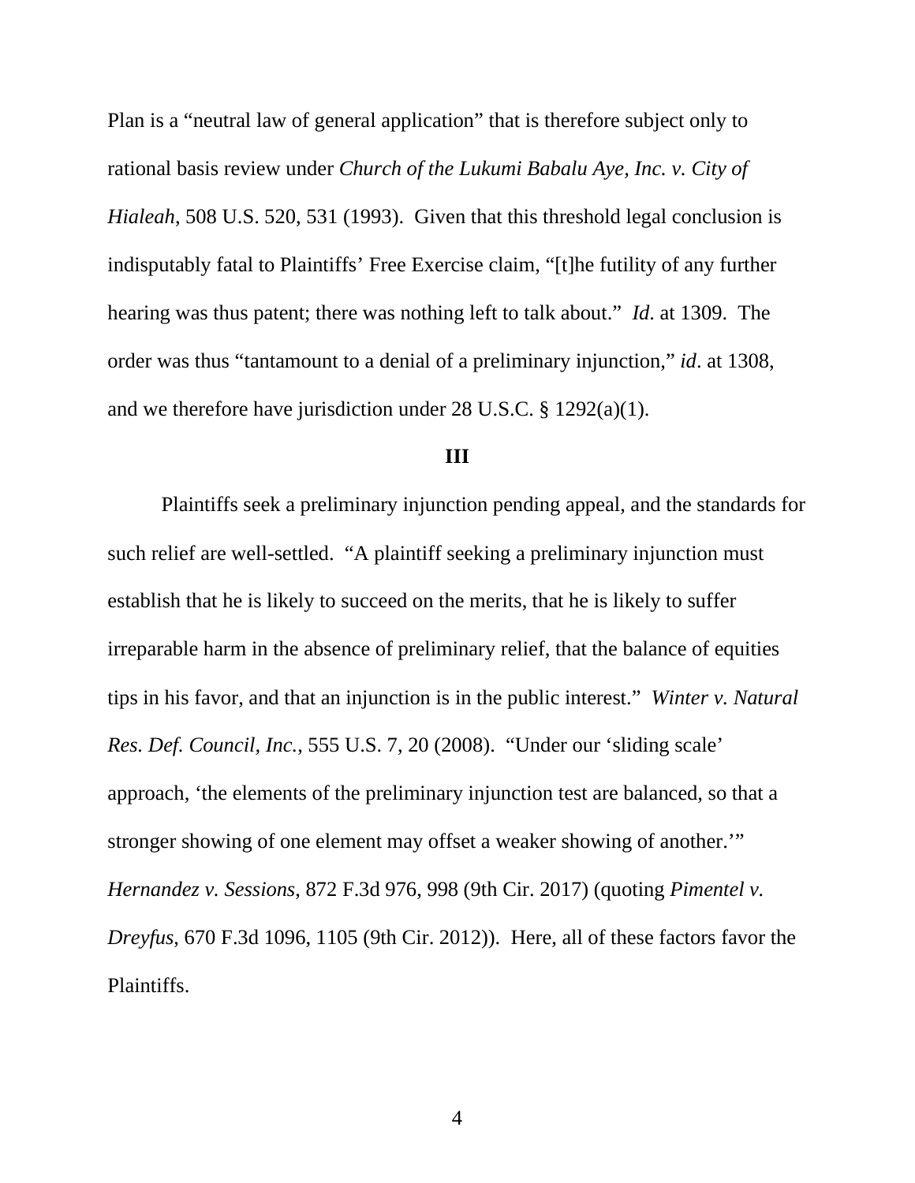Plan is a "neutral law of general application" that is therefore subject only to rational basis review under *Church of the Lukumi Babalu Aye, Inc. v. City of Hialeah*, 508 U.S. 520, 531 (1993). Given that this threshold legal conclusion is indisputably fatal to Plaintiffs' Free Exercise claim, "[t]he futility of any further hearing was thus patent; there was nothing left to talk about." *Id*. at 1309. The order was thus "tantamount to a denial of a preliminary injunction," *id*. at 1308, and we therefore have jurisdiction under 28 U.S.C. § 1292(a)(1).

### III

Plaintiffs seek a preliminary injunction pending appeal, and the standards for such relief are well-settled. "A plaintiff seeking a preliminary injunction must establish that he is likely to succeed on the merits, that he is likely to suffer irreparable harm in the absence of preliminary relief, that the balance of equities tips in his favor, and that an injunction is in the public interest." *Winter v. Natural Res. Def. Council, Inc.*, 555 U.S. 7, 20 (2008). "Under our 'sliding scale' approach, 'the elements of the preliminary injunction test are balanced, so that a stronger showing of one element may offset a weaker showing of another.'" *Hernandez v. Sessions*, 872 F.3d 976, 998 (9th Cir. 2017) (quoting *Pimentel v. Dreyfus*, 670 F.3d 1096, 1105 (9th Cir. 2012)). Here, all of these factors favor the Plaintiffs.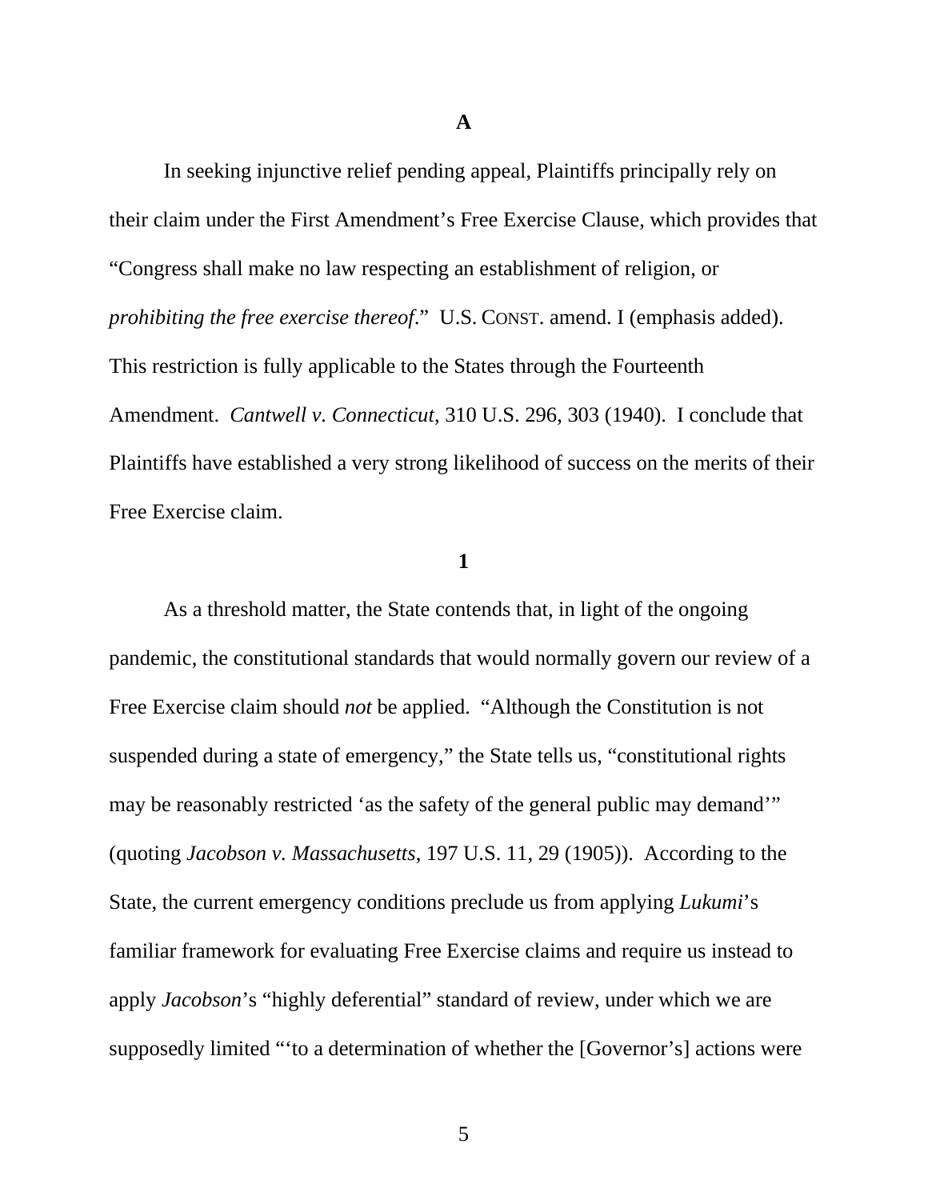**A**

In seeking injunctive relief pending appeal, Plaintiffs principally rely on their claim under the First Amendment's Free Exercise Clause, which provides that "Congress shall make no law respecting an establishment of religion, or *prohibiting the free exercise thereof*." U.S. CONST. amend. I (emphasis added). This restriction is fully applicable to the States through the Fourteenth Amendment. *Cantwell v. Connecticut*, 310 U.S. 296, 303 (1940). I conclude that Plaintiffs have established a very strong likelihood of success on the merits of their Free Exercise claim.

**1**

As a threshold matter, the State contends that, in light of the ongoing pandemic, the constitutional standards that would normally govern our review of a Free Exercise claim should *not* be applied. "Although the Constitution is not suspended during a state of emergency," the State tells us, "constitutional rights may be reasonably restricted 'as the safety of the general public may demand'" (quoting *Jacobson v. Massachusetts*, 197 U.S. 11, 29 (1905)). According to the State, the current emergency conditions preclude us from applying *Lukumi*'s familiar framework for evaluating Free Exercise claims and require us instead to apply *Jacobson*'s "highly deferential" standard of review, under which we are supposedly limited "'to a determination of whether the [Governor's] actions were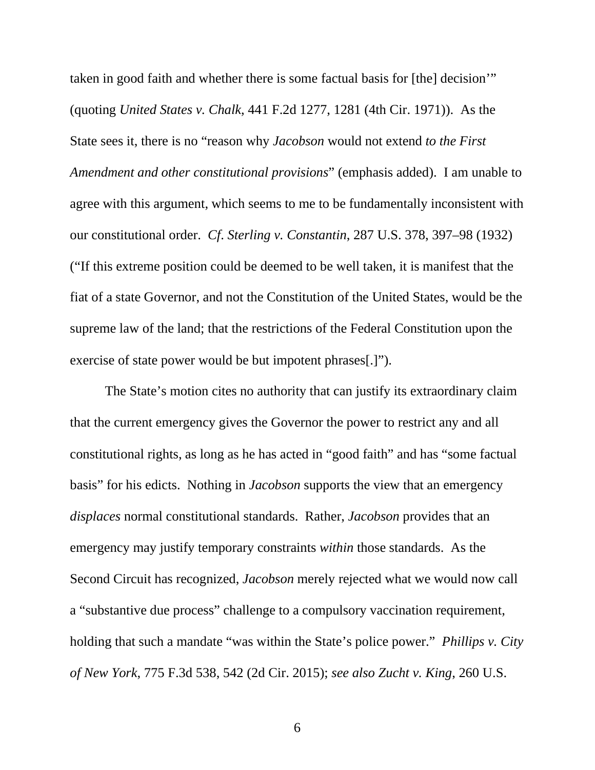taken in good faith and whether there is some factual basis for [the] decision'" (quoting *United States v. Chalk*, 441 F.2d 1277, 1281 (4th Cir. 1971)). As the State sees it, there is no "reason why *Jacobson* would not extend *to the First Amendment and other constitutional provisions*" (emphasis added). I am unable to agree with this argument, which seems to me to be fundamentally inconsistent with our constitutional order. *Cf. Sterling v. Constantin*, 287 U.S. 378, 397–98 (1932) ("If this extreme position could be deemed to be well taken, it is manifest that the fiat of a state Governor, and not the Constitution of the United States, would be the supreme law of the land; that the restrictions of the Federal Constitution upon the exercise of state power would be but impotent phrases[.]").

The State's motion cites no authority that can justify its extraordinary claim that the current emergency gives the Governor the power to restrict any and all constitutional rights, as long as he has acted in "good faith" and has "some factual basis" for his edicts. Nothing in *Jacobson* supports the view that an emergency *displaces* normal constitutional standards. Rather, *Jacobson* provides that an emergency may justify temporary constraints *within* those standards. As the Second Circuit has recognized, *Jacobson* merely rejected what we would now call a "substantive due process" challenge to a compulsory vaccination requirement, holding that such a mandate "was within the State's police power." *Phillips v. City of New York*, 775 F.3d 538, 542 (2d Cir. 2015); *see also Zucht v. King*, 260 U.S.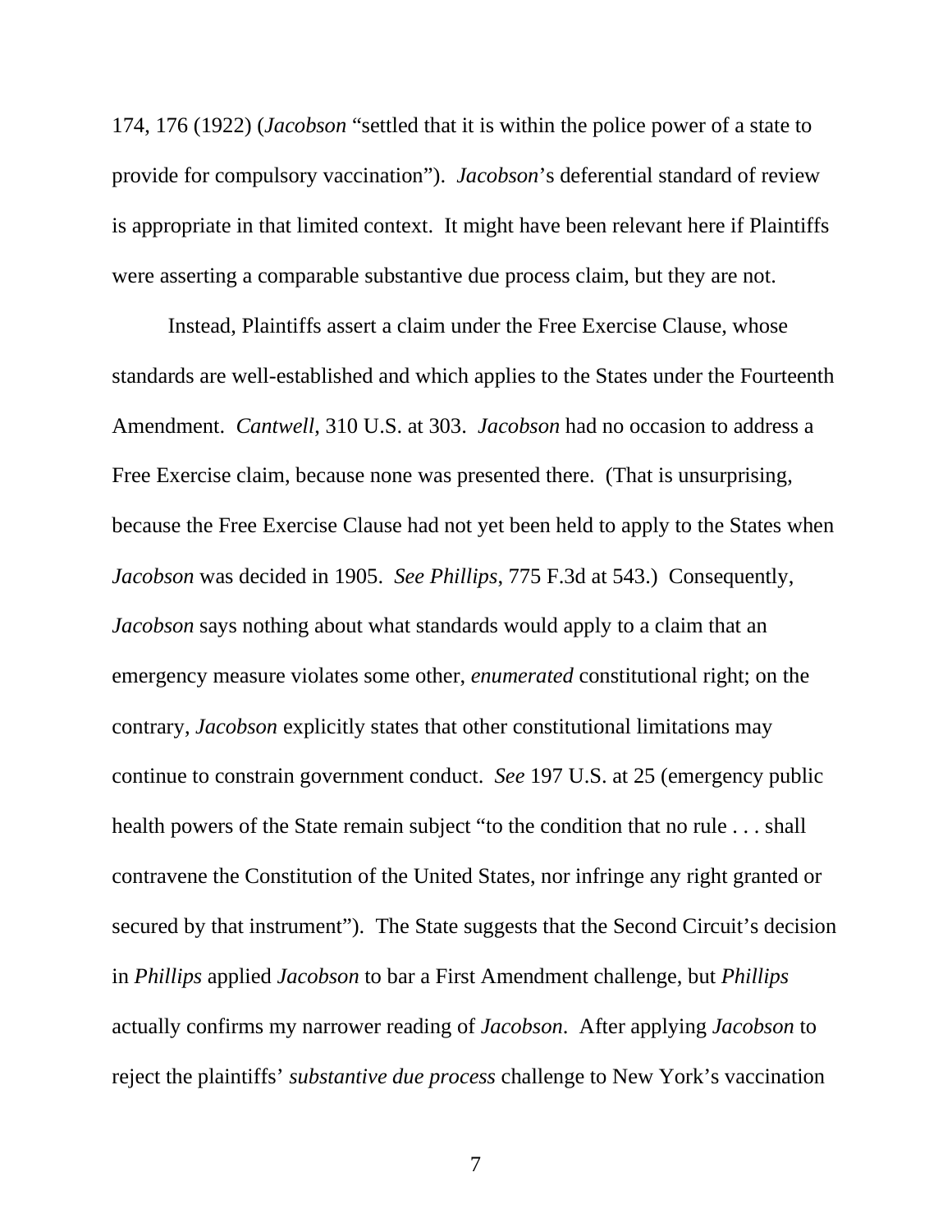174, 176 (1922) (*Jacobson* "settled that it is within the police power of a state to provide for compulsory vaccination"). *Jacobson*'s deferential standard of review is appropriate in that limited context. It might have been relevant here if Plaintiffs were asserting a comparable substantive due process claim, but they are not.

Instead, Plaintiffs assert a claim under the Free Exercise Clause, whose standards are well-established and which applies to the States under the Fourteenth Amendment. *Cantwell*, 310 U.S. at 303. *Jacobson* had no occasion to address a Free Exercise claim, because none was presented there. (That is unsurprising, because the Free Exercise Clause had not yet been held to apply to the States when *Jacobson* was decided in 1905. *See Phillips*, 775 F.3d at 543.) Consequently, *Jacobson* says nothing about what standards would apply to a claim that an emergency measure violates some other, *enumerated* constitutional right; on the contrary, *Jacobson* explicitly states that other constitutional limitations may continue to constrain government conduct. *See* 197 U.S. at 25 (emergency public health powers of the State remain subject "to the condition that no rule . . . shall contravene the Constitution of the United States, nor infringe any right granted or secured by that instrument"). The State suggests that the Second Circuit's decision in *Phillips* applied *Jacobson* to bar a First Amendment challenge, but *Phillips* actually confirms my narrower reading of *Jacobson*. After applying *Jacobson* to reject the plaintiffs' *substantive due process* challenge to New York's vaccination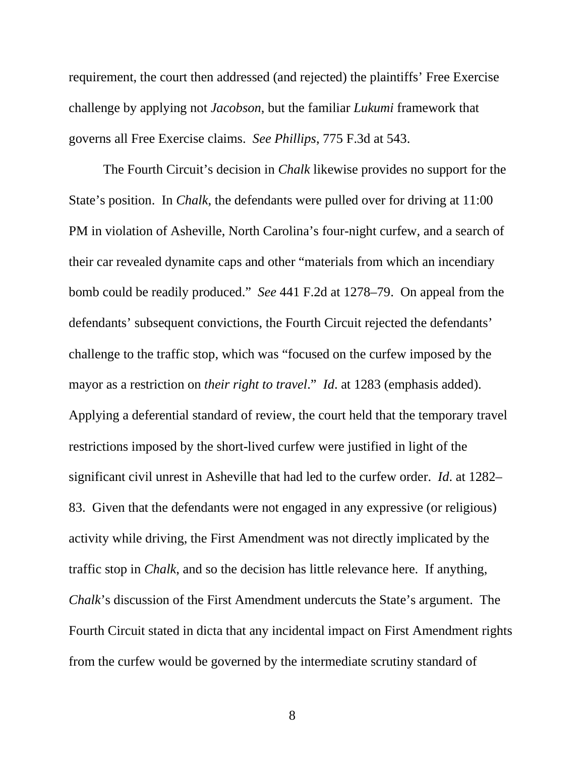requirement, the court then addressed (and rejected) the plaintiffs' Free Exercise challenge by applying not *Jacobson*, but the familiar *Lukumi* framework that governs all Free Exercise claims. *See Phillips*, 775 F.3d at 543.

The Fourth Circuit's decision in *Chalk* likewise provides no support for the State's position. In *Chalk*, the defendants were pulled over for driving at 11:00 PM in violation of Asheville, North Carolina's four-night curfew, and a search of their car revealed dynamite caps and other "materials from which an incendiary bomb could be readily produced." *See* 441 F.2d at 1278–79. On appeal from the defendants' subsequent convictions, the Fourth Circuit rejected the defendants' challenge to the traffic stop, which was "focused on the curfew imposed by the mayor as a restriction on *their right to travel*." *Id*. at 1283 (emphasis added). Applying a deferential standard of review, the court held that the temporary travel restrictions imposed by the short-lived curfew were justified in light of the significant civil unrest in Asheville that had led to the curfew order. *Id*. at 1282–83. Given that the defendants were not engaged in any expressive (or religious) activity while driving, the First Amendment was not directly implicated by the traffic stop in *Chalk*, and so the decision has little relevance here. If anything, *Chalk*'s discussion of the First Amendment undercuts the State's argument. The Fourth Circuit stated in dicta that any incidental impact on First Amendment rights from the curfew would be governed by the intermediate scrutiny standard of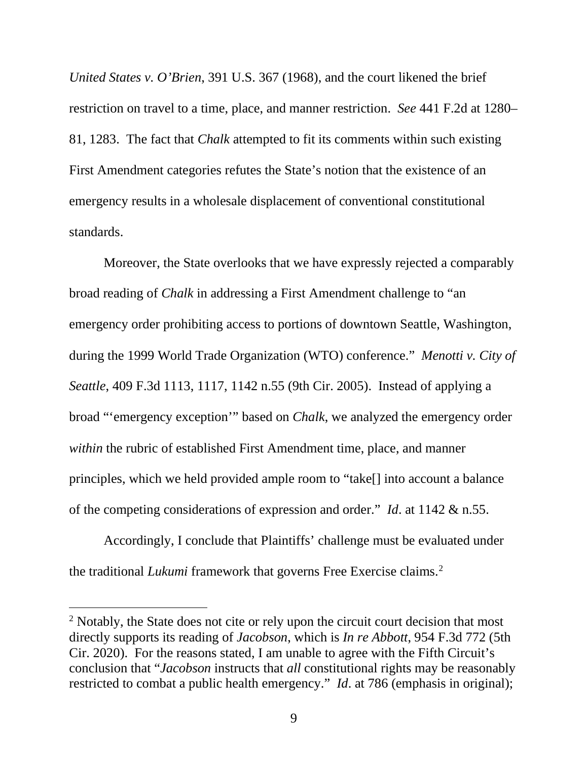*United States v. O'Brien*, 391 U.S. 367 (1968), and the court likened the brief restriction on travel to a time, place, and manner restriction. *See* 441 F.2d at 1280–81, 1283. The fact that *Chalk* attempted to fit its comments within such existing First Amendment categories refutes the State's notion that the existence of an emergency results in a wholesale displacement of conventional constitutional standards.

Moreover, the State overlooks that we have expressly rejected a comparably broad reading of *Chalk* in addressing a First Amendment challenge to "an emergency order prohibiting access to portions of downtown Seattle, Washington, during the 1999 World Trade Organization (WTO) conference." *Menotti v. City of Seattle*, 409 F.3d 1113, 1117, 1142 n.55 (9th Cir. 2005). Instead of applying a broad "'emergency exception'" based on *Chalk*, we analyzed the emergency order *within* the rubric of established First Amendment time, place, and manner principles, which we held provided ample room to "take[] into account a balance of the competing considerations of expression and order." *Id*. at 1142 & n.55.

Accordingly, I conclude that Plaintiffs' challenge must be evaluated under the traditional *Lukumi* framework that governs Free Exercise claims.[2]

---

[2] Notably, the State does not cite or rely upon the circuit court decision that most directly supports its reading of *Jacobson*, which is *In re Abbott*, 954 F.3d 772 (5th Cir. 2020). For the reasons stated, I am unable to agree with the Fifth Circuit's conclusion that "*Jacobson* instructs that *all* constitutional rights may be reasonably restricted to combat a public health emergency." *Id*. at 786 (emphasis in original);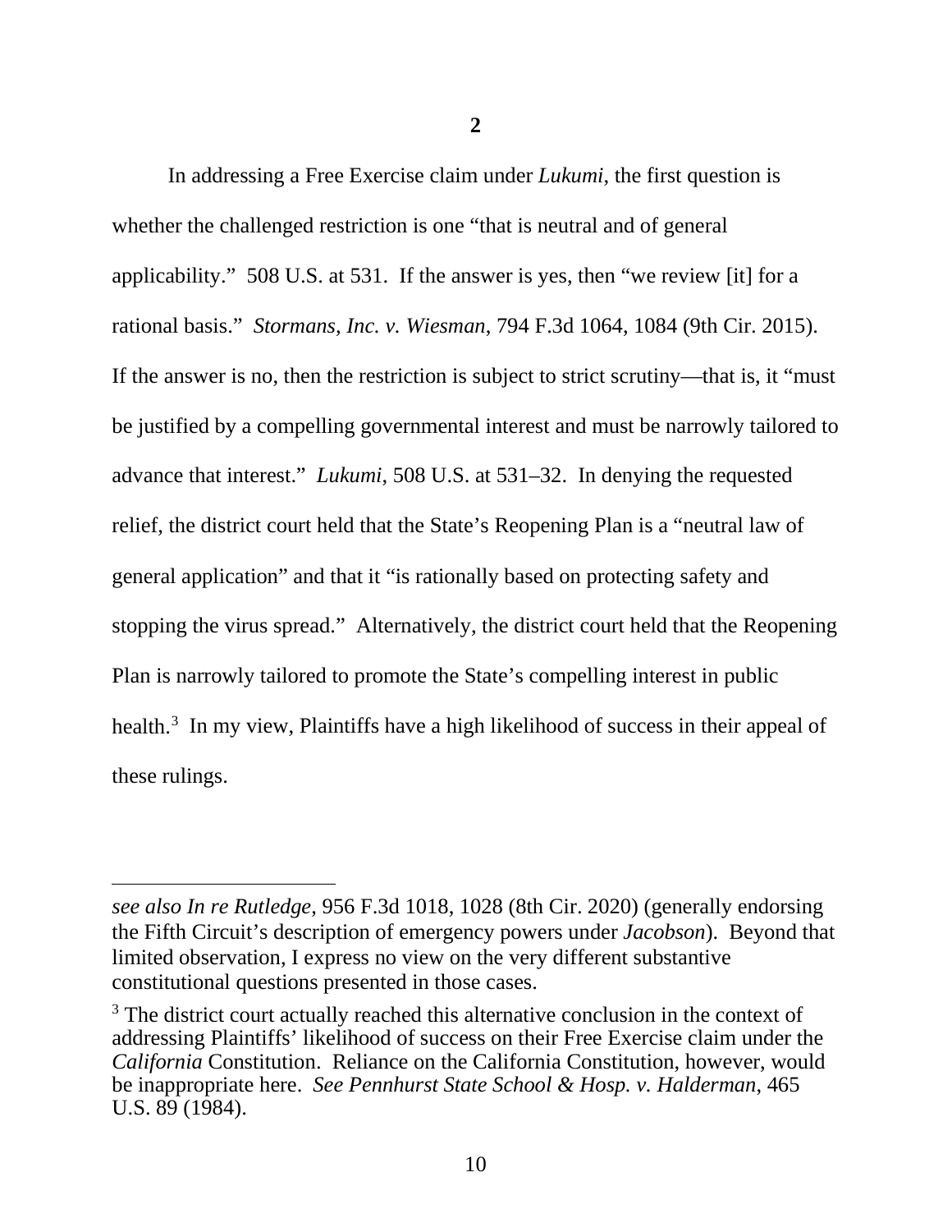**2**

In addressing a Free Exercise claim under *Lukumi*, the first question is whether the challenged restriction is one "that is neutral and of general applicability." 508 U.S. at 531. If the answer is yes, then "we review [it] for a rational basis." *Stormans, Inc. v. Wiesman*, 794 F.3d 1064, 1084 (9th Cir. 2015). If the answer is no, then the restriction is subject to strict scrutiny—that is, it "must be justified by a compelling governmental interest and must be narrowly tailored to advance that interest." *Lukumi*, 508 U.S. at 531–32. In denying the requested relief, the district court held that the State's Reopening Plan is a "neutral law of general application" and that it "is rationally based on protecting safety and stopping the virus spread." Alternatively, the district court held that the Reopening Plan is narrowly tailored to promote the State's compelling interest in public health.[3] In my view, Plaintiffs have a high likelihood of success in their appeal of these rulings.

---

*see also In re Rutledge*, 956 F.3d 1018, 1028 (8th Cir. 2020) (generally endorsing the Fifth Circuit's description of emergency powers under *Jacobson*). Beyond that limited observation, I express no view on the very different substantive constitutional questions presented in those cases.

[3] The district court actually reached this alternative conclusion in the context of addressing Plaintiffs' likelihood of success on their Free Exercise claim under the *California* Constitution. Reliance on the California Constitution, however, would be inappropriate here. *See Pennhurst State School & Hosp. v. Halderman*, 465 U.S. 89 (1984).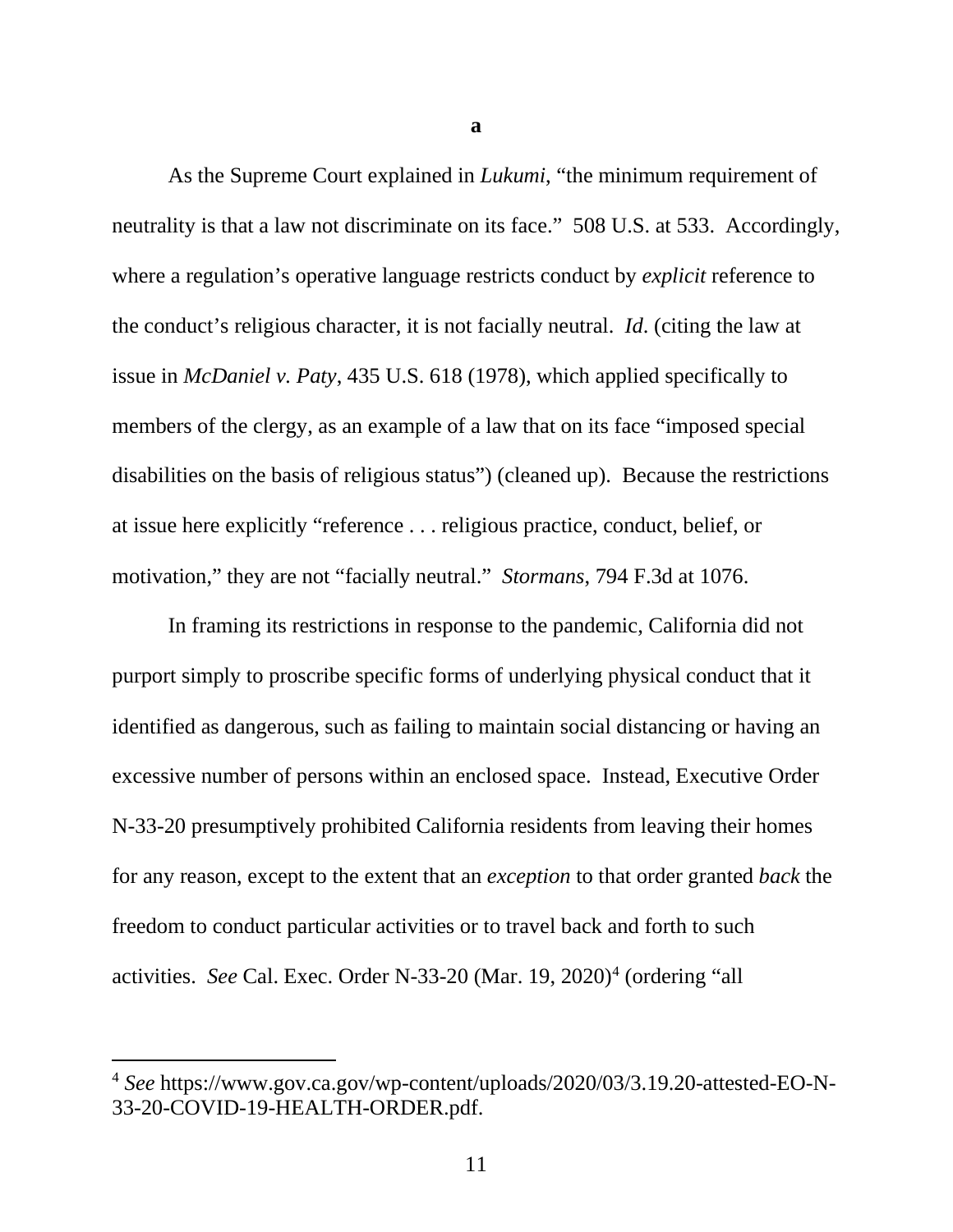**a**

As the Supreme Court explained in *Lukumi*, "the minimum requirement of neutrality is that a law not discriminate on its face." 508 U.S. at 533. Accordingly, where a regulation's operative language restricts conduct by *explicit* reference to the conduct's religious character, it is not facially neutral. *Id*. (citing the law at issue in *McDaniel v. Paty*, 435 U.S. 618 (1978), which applied specifically to members of the clergy, as an example of a law that on its face "imposed special disabilities on the basis of religious status") (cleaned up). Because the restrictions at issue here explicitly "reference . . . religious practice, conduct, belief, or motivation," they are not "facially neutral." *Stormans*, 794 F.3d at 1076.

In framing its restrictions in response to the pandemic, California did not purport simply to proscribe specific forms of underlying physical conduct that it identified as dangerous, such as failing to maintain social distancing or having an excessive number of persons within an enclosed space. Instead, Executive Order N-33-20 presumptively prohibited California residents from leaving their homes for any reason, except to the extent that an *exception* to that order granted *back* the freedom to conduct particular activities or to travel back and forth to such activities. *See* Cal. Exec. Order N-33-20 (Mar. 19, 2020)[4] (ordering "all

---

[4] *See* https://www.gov.ca.gov/wp-content/uploads/2020/03/3.19.20-attested-EO-N-33-20-COVID-19-HEALTH-ORDER.pdf.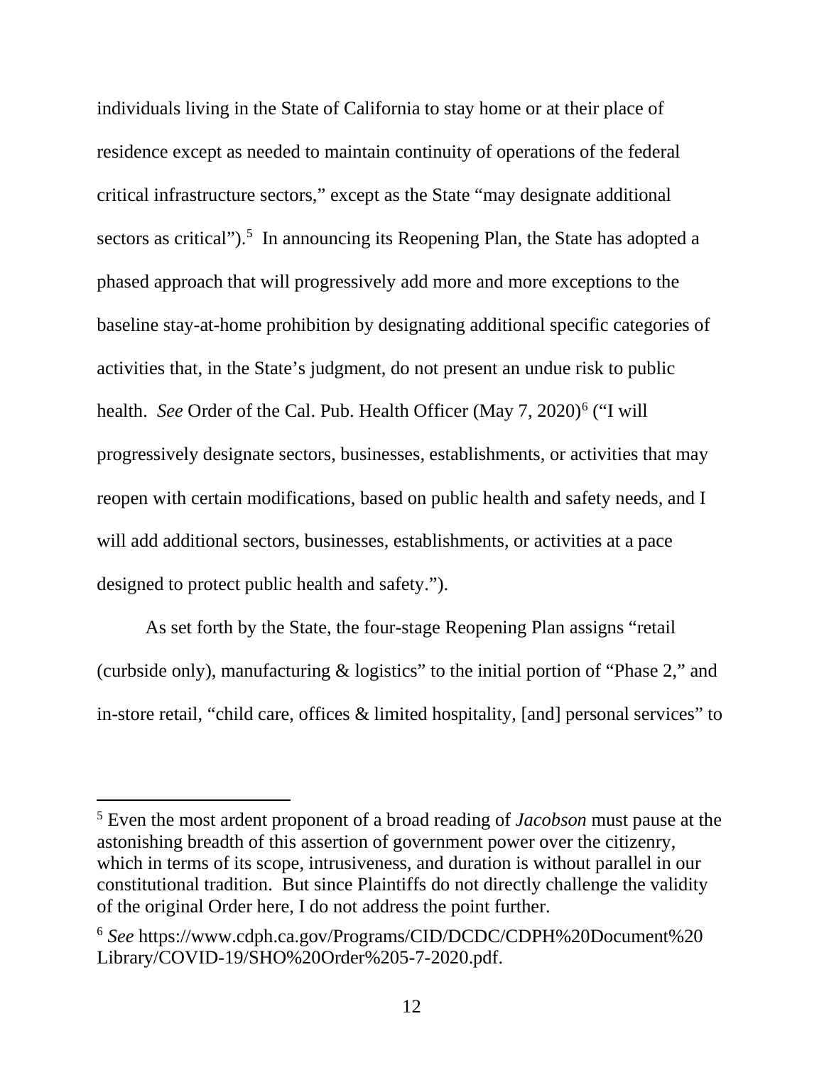individuals living in the State of California to stay home or at their place of residence except as needed to maintain continuity of operations of the federal critical infrastructure sectors," except as the State "may designate additional sectors as critical").[5] In announcing its Reopening Plan, the State has adopted a phased approach that will progressively add more and more exceptions to the baseline stay-at-home prohibition by designating additional specific categories of activities that, in the State's judgment, do not present an undue risk to public health. *See* Order of the Cal. Pub. Health Officer (May 7, 2020)[6] ("I will progressively designate sectors, businesses, establishments, or activities that may reopen with certain modifications, based on public health and safety needs, and I will add additional sectors, businesses, establishments, or activities at a pace designed to protect public health and safety.").

As set forth by the State, the four-stage Reopening Plan assigns "retail (curbside only), manufacturing & logistics" to the initial portion of "Phase 2," and in-store retail, "child care, offices & limited hospitality, [and] personal services" to

---

[5] Even the most ardent proponent of a broad reading of *Jacobson* must pause at the astonishing breadth of this assertion of government power over the citizenry, which in terms of its scope, intrusiveness, and duration is without parallel in our constitutional tradition. But since Plaintiffs do not directly challenge the validity of the original Order here, I do not address the point further.

[6] *See* https://www.cdph.ca.gov/Programs/CID/DCDC/CDPH%20Document%20Library/COVID-19/SHO%20Order%205-7-2020.pdf.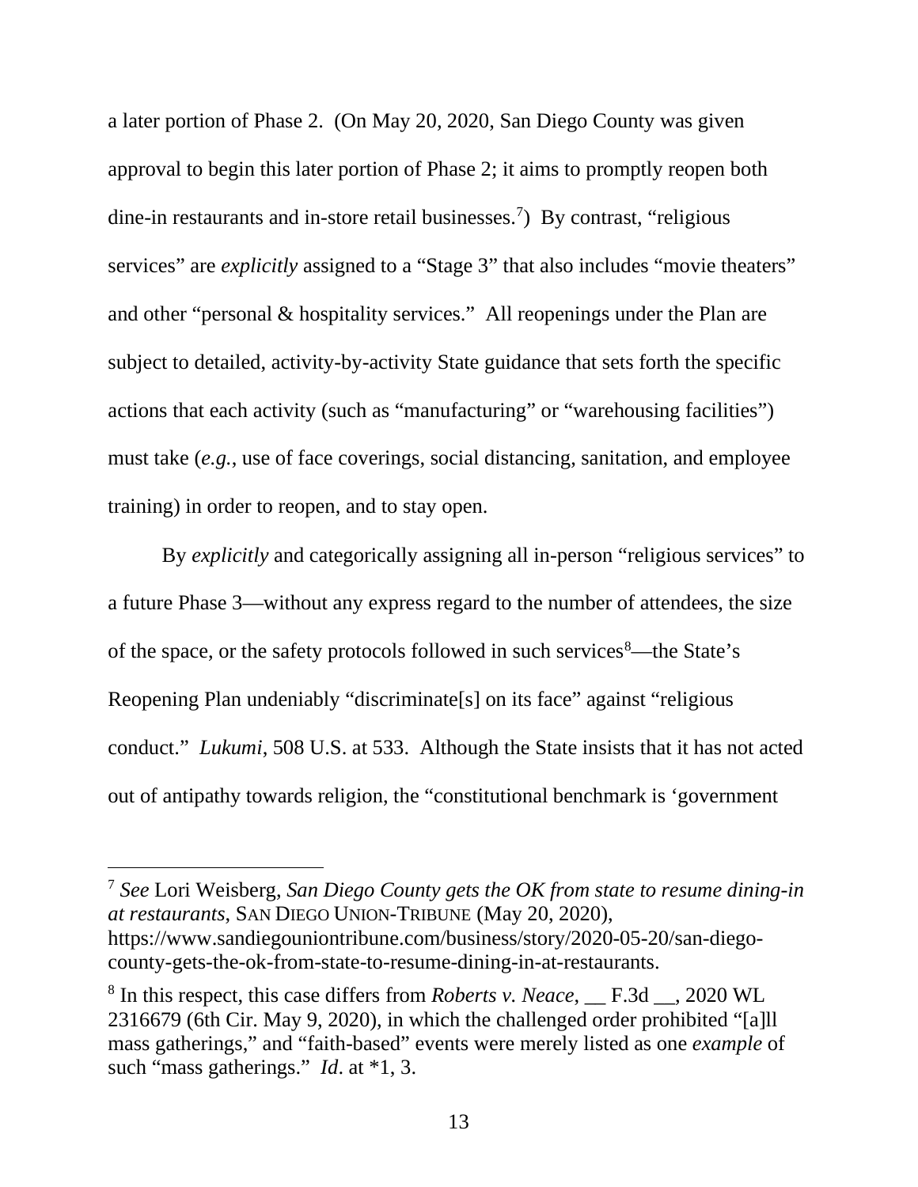a later portion of Phase 2. (On May 20, 2020, San Diego County was given approval to begin this later portion of Phase 2; it aims to promptly reopen both dine-in restaurants and in-store retail businesses.[7]) By contrast, "religious services" are *explicitly* assigned to a "Stage 3" that also includes "movie theaters" and other "personal & hospitality services." All reopenings under the Plan are subject to detailed, activity-by-activity State guidance that sets forth the specific actions that each activity (such as "manufacturing" or "warehousing facilities") must take (*e.g.*, use of face coverings, social distancing, sanitation, and employee training) in order to reopen, and to stay open.

By *explicitly* and categorically assigning all in-person "religious services" to a future Phase 3—without any express regard to the number of attendees, the size of the space, or the safety protocols followed in such services[8]—the State's Reopening Plan undeniably "discriminate[s] on its face" against "religious conduct." *Lukumi*, 508 U.S. at 533. Although the State insists that it has not acted out of antipathy towards religion, the "constitutional benchmark is 'government

---

[7] *See* Lori Weisberg, *San Diego County gets the OK from state to resume dining-in at restaurants*, SAN DIEGO UNION-TRIBUNE (May 20, 2020), https://www.sandiegouniontribune.com/business/story/2020-05-20/san-diego-county-gets-the-ok-from-state-to-resume-dining-in-at-restaurants.

[8] In this respect, this case differs from *Roberts v. Neace*, __ F.3d __, 2020 WL 2316679 (6th Cir. May 9, 2020), in which the challenged order prohibited "[a]ll mass gatherings," and "faith-based" events were merely listed as one *example* of such "mass gatherings." *Id*. at *1, 3.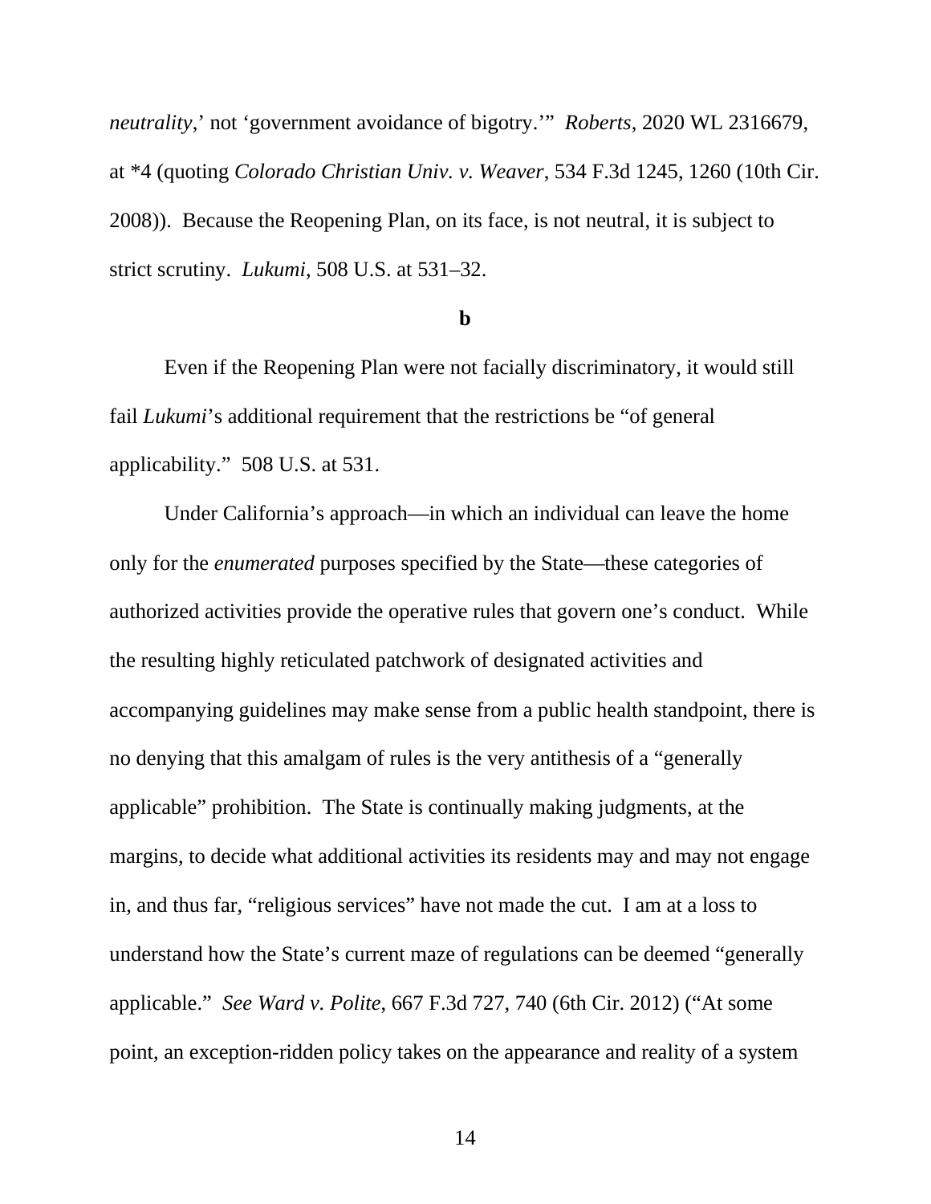*neutrality*,' not 'government avoidance of bigotry.'" *Roberts*, 2020 WL 2316679, at *4 (quoting *Colorado Christian Univ. v. Weaver*, 534 F.3d 1245, 1260 (10th Cir. 2008)). Because the Reopening Plan, on its face, is not neutral, it is subject to strict scrutiny. *Lukumi*, 508 U.S. at 531–32.

**b**

Even if the Reopening Plan were not facially discriminatory, it would still fail *Lukumi*'s additional requirement that the restrictions be "of general applicability." 508 U.S. at 531.

Under California's approach—in which an individual can leave the home only for the *enumerated* purposes specified by the State—these categories of authorized activities provide the operative rules that govern one's conduct. While the resulting highly reticulated patchwork of designated activities and accompanying guidelines may make sense from a public health standpoint, there is no denying that this amalgam of rules is the very antithesis of a "generally applicable" prohibition. The State is continually making judgments, at the margins, to decide what additional activities its residents may and may not engage in, and thus far, "religious services" have not made the cut. I am at a loss to understand how the State's current maze of regulations can be deemed "generally applicable." *See Ward v. Polite*, 667 F.3d 727, 740 (6th Cir. 2012) ("At some point, an exception-ridden policy takes on the appearance and reality of a system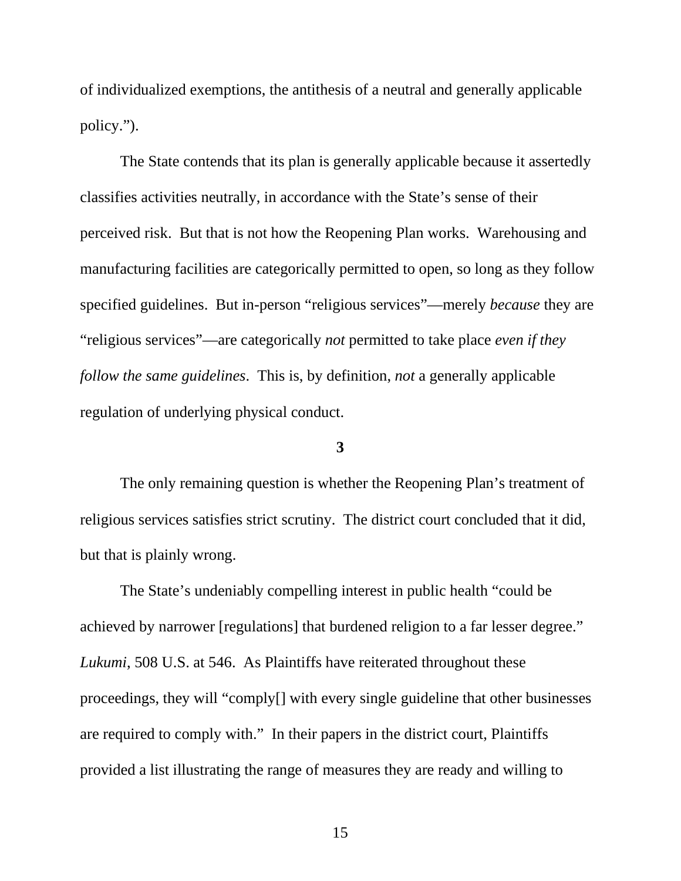of individualized exemptions, the antithesis of a neutral and generally applicable policy.").

The State contends that its plan is generally applicable because it assertedly classifies activities neutrally, in accordance with the State's sense of their perceived risk. But that is not how the Reopening Plan works. Warehousing and manufacturing facilities are categorically permitted to open, so long as they follow specified guidelines. But in-person "religious services"—merely *because* they are "religious services"—are categorically *not* permitted to take place *even if they follow the same guidelines*. This is, by definition, *not* a generally applicable regulation of underlying physical conduct.

**3**

The only remaining question is whether the Reopening Plan's treatment of religious services satisfies strict scrutiny. The district court concluded that it did, but that is plainly wrong.

The State's undeniably compelling interest in public health "could be achieved by narrower [regulations] that burdened religion to a far lesser degree." *Lukumi*, 508 U.S. at 546. As Plaintiffs have reiterated throughout these proceedings, they will "comply[] with every single guideline that other businesses are required to comply with." In their papers in the district court, Plaintiffs provided a list illustrating the range of measures they are ready and willing to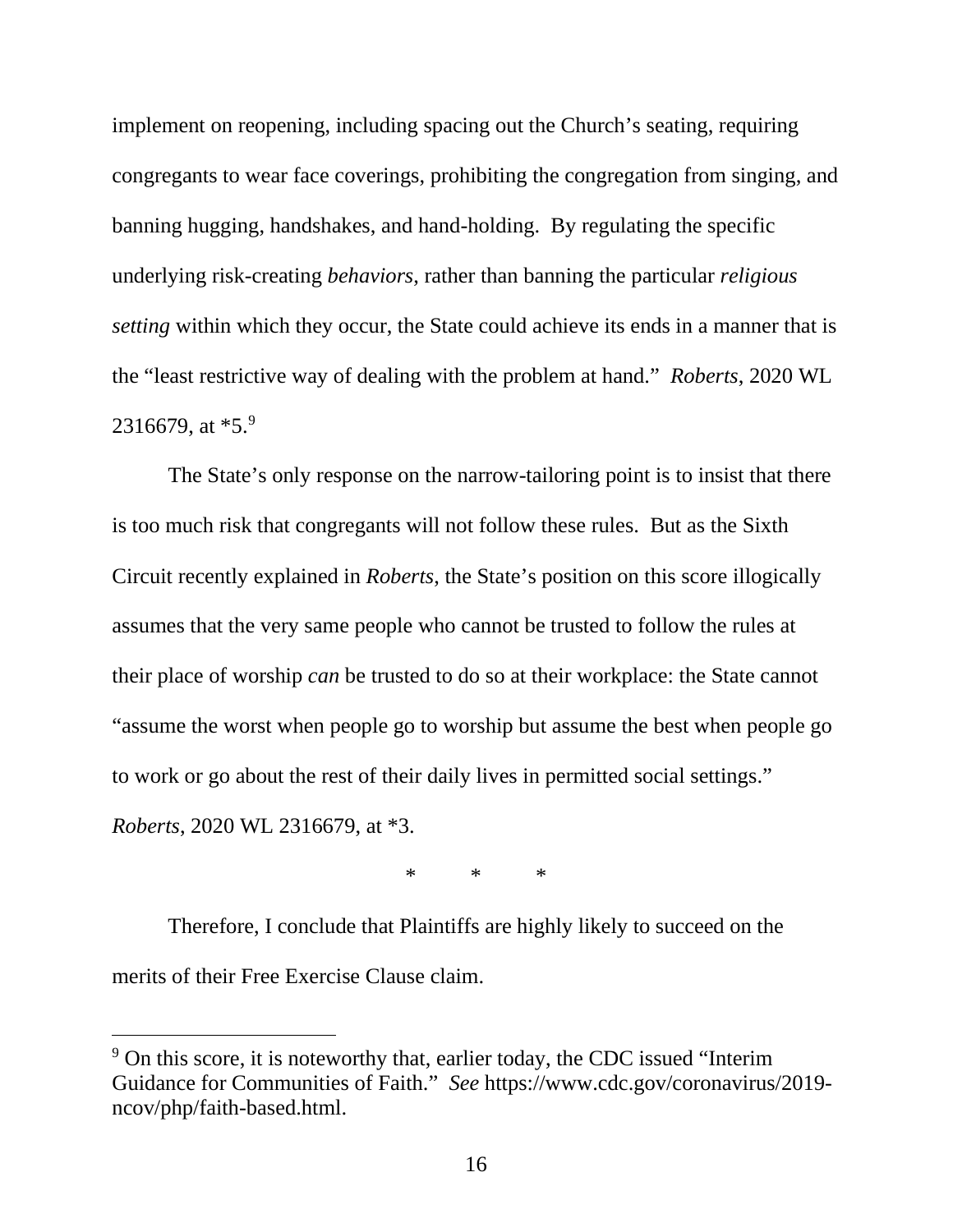implement on reopening, including spacing out the Church's seating, requiring congregants to wear face coverings, prohibiting the congregation from singing, and banning hugging, handshakes, and hand-holding. By regulating the specific underlying risk-creating *behaviors*, rather than banning the particular *religious setting* within which they occur, the State could achieve its ends in a manner that is the "least restrictive way of dealing with the problem at hand." *Roberts*, 2020 WL 2316679, at *5.[9]

The State's only response on the narrow-tailoring point is to insist that there is too much risk that congregants will not follow these rules. But as the Sixth Circuit recently explained in *Roberts*, the State's position on this score illogically assumes that the very same people who cannot be trusted to follow the rules at their place of worship *can* be trusted to do so at their workplace: the State cannot "assume the worst when people go to worship but assume the best when people go to work or go about the rest of their daily lives in permitted social settings." *Roberts*, 2020 WL 2316679, at *3.

\* \* \*

Therefore, I conclude that Plaintiffs are highly likely to succeed on the merits of their Free Exercise Clause claim.

---

[9] On this score, it is noteworthy that, earlier today, the CDC issued "Interim Guidance for Communities of Faith." *See* https://www.cdc.gov/coronavirus/2019-ncov/php/faith-based.html.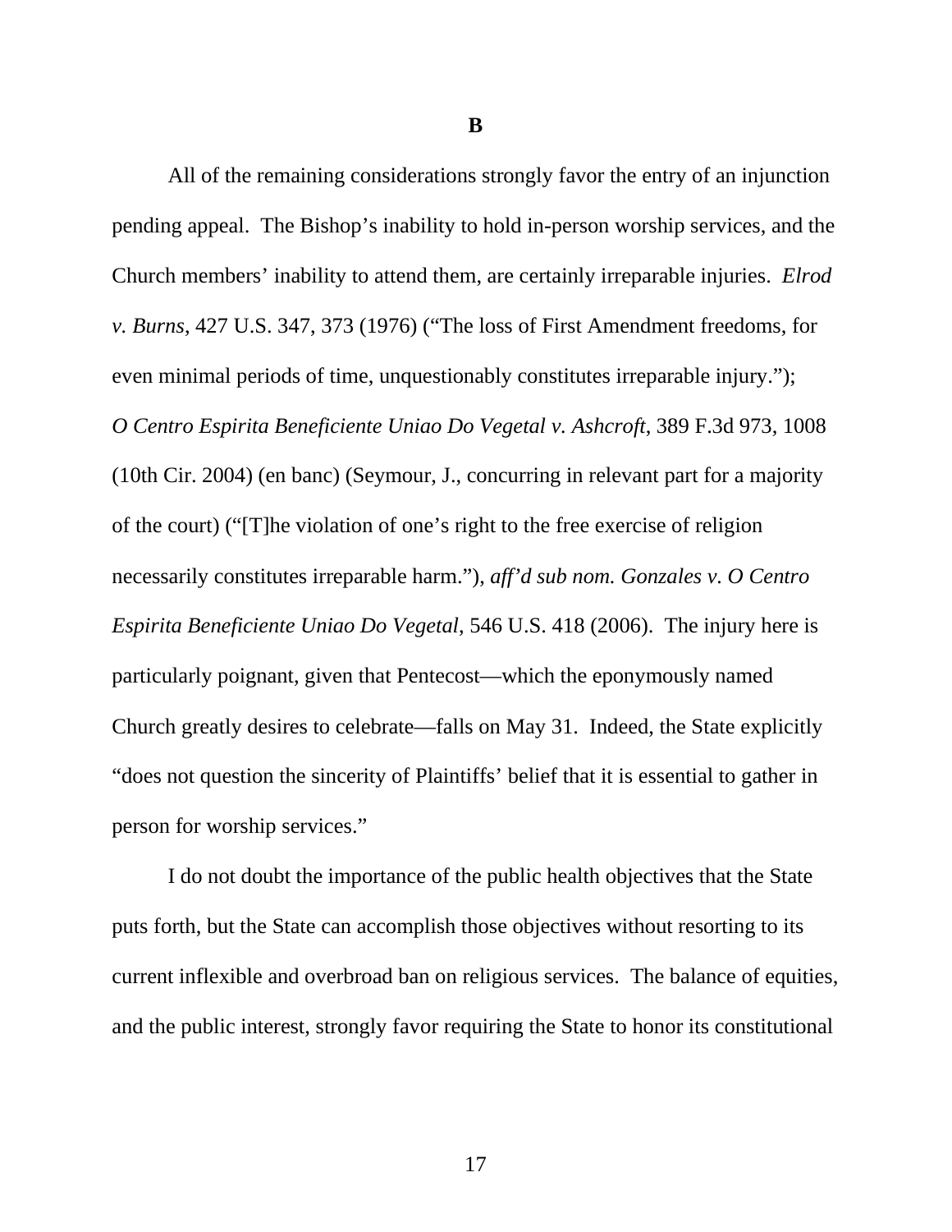**B**

All of the remaining considerations strongly favor the entry of an injunction pending appeal. The Bishop's inability to hold in-person worship services, and the Church members' inability to attend them, are certainly irreparable injuries. *Elrod v. Burns*, 427 U.S. 347, 373 (1976) ("The loss of First Amendment freedoms, for even minimal periods of time, unquestionably constitutes irreparable injury."); *O Centro Espirita Beneficiente Uniao Do Vegetal v. Ashcroft*, 389 F.3d 973, 1008 (10th Cir. 2004) (en banc) (Seymour, J., concurring in relevant part for a majority of the court) ("[T]he violation of one's right to the free exercise of religion necessarily constitutes irreparable harm."), *aff'd sub nom. Gonzales v. O Centro Espirita Beneficiente Uniao Do Vegetal*, 546 U.S. 418 (2006). The injury here is particularly poignant, given that Pentecost—which the eponymously named Church greatly desires to celebrate—falls on May 31. Indeed, the State explicitly "does not question the sincerity of Plaintiffs' belief that it is essential to gather in person for worship services."

I do not doubt the importance of the public health objectives that the State puts forth, but the State can accomplish those objectives without resorting to its current inflexible and overbroad ban on religious services. The balance of equities, and the public interest, strongly favor requiring the State to honor its constitutional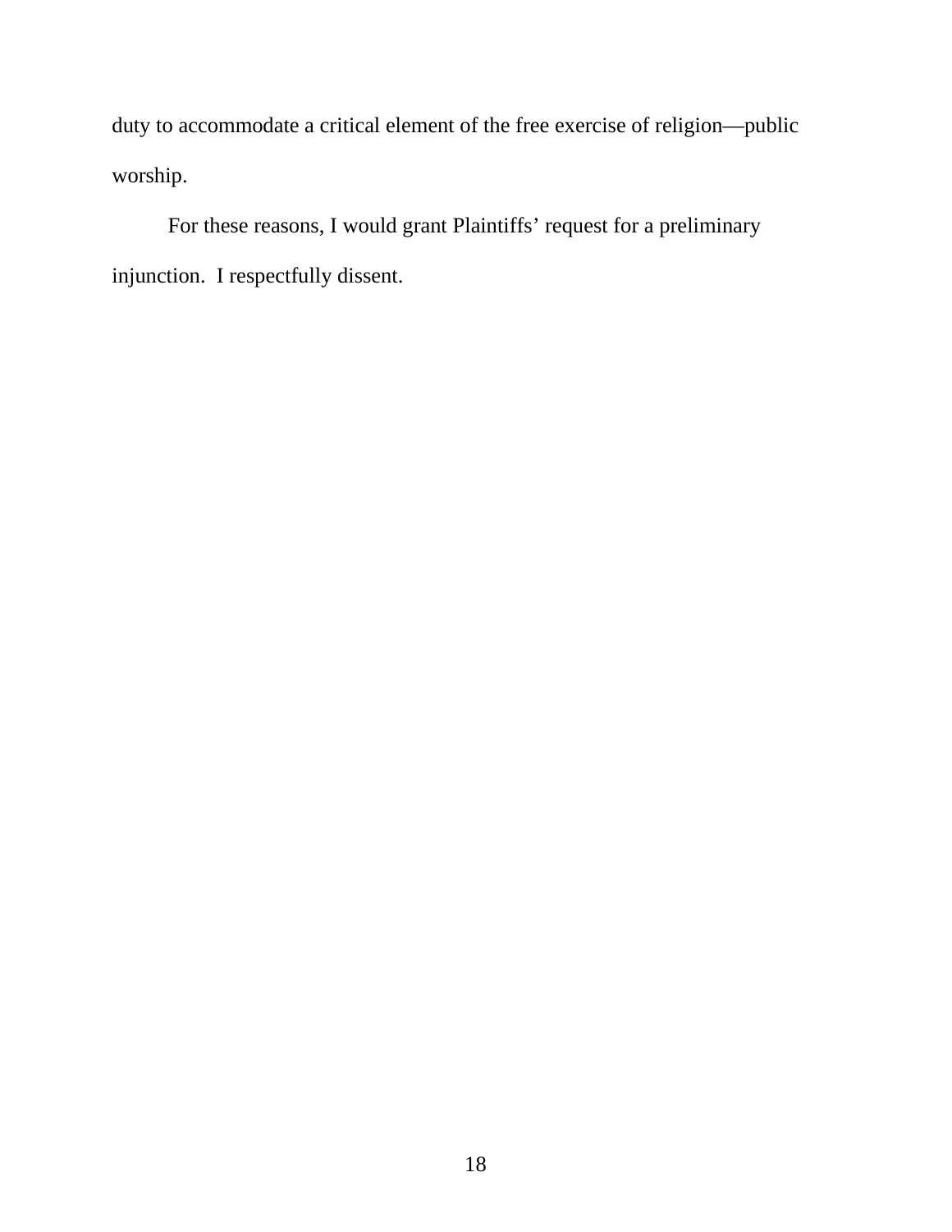duty to accommodate a critical element of the free exercise of religion—public worship.

For these reasons, I would grant Plaintiffs' request for a preliminary injunction. I respectfully dissent.